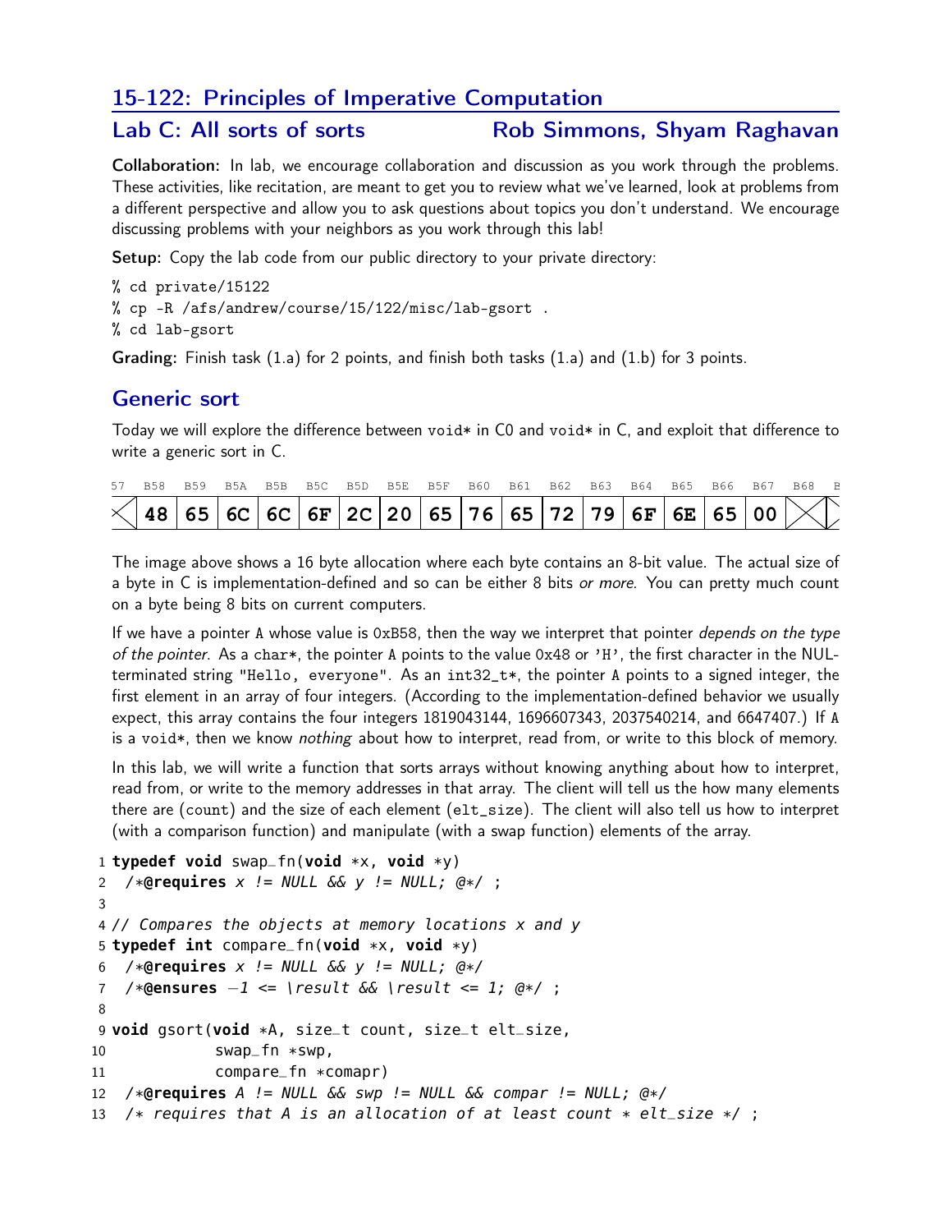## 15-122: Principles of Imperative Computation

### Lab C: All sorts of sorts — Rob Simmons, Shyam Raghavan

**Collaboration:** In lab, we encourage collaboration and discussion as you work through the problems. These activities, like recitation, are meant to get you to review what we've learned, look at problems from a different perspective and allow you to ask questions about topics you don't understand. We encourage discussing problems with your neighbors as you work through this lab!

**Setup:** Copy the lab code from our public directory to your private directory:

```
% cd private/15122
% cp -R /afs/andrew/course/15/122/misc/lab-gsort .
% cd lab-gsort
```

**Grading:** Finish task (1.a) for 2 points, and finish both tasks (1.a) and (1.b) for 3 points.

## Generic sort

Today we will explore the difference between `void*` in C0 and `void*` in C, and exploit that difference to write a generic sort in C.

| B57 | B58 | B59 | B5A | B5B | B5C | B5D | B5E | B5F | B60 | B61 | B62 | B63 | B64 | B65 | B66 | B67 | B68 |
|---|---|---|---|---|---|---|---|---|---|---|---|---|---|---|---|---|---|
| X | 48 | 65 | 6C | 6C | 6F | 2C | 20 | 65 | 76 | 65 | 72 | 79 | 6F | 6E | 65 | 00 | X |

The image above shows a 16 byte allocation where each byte contains an 8-bit value. The actual size of a byte in C is implementation-defined and so can be either 8 bits *or more*. You can pretty much count on a byte being 8 bits on current computers.

If we have a pointer `A` whose value is `0xB58`, then the way we interpret that pointer *depends on the type of the pointer*. As a `char*`, the pointer `A` points to the value `0x48` or `'H'`, the first character in the NUL-terminated string `"Hello, everyone"`. As an `int32_t*`, the pointer `A` points to a signed integer, the first element in an array of four integers. (According to the implementation-defined behavior we usually expect, this array contains the four integers 1819043144, 1696607343, 2037540214, and 6647407.) If `A` is a `void*`, then we know *nothing* about how to interpret, read from, or write to this block of memory.

In this lab, we will write a function that sorts arrays without knowing anything about how to interpret, read from, or write to the memory addresses in that array. The client will tell us the how many elements there are (`count`) and the size of each element (`elt_size`). The client will also tell us how to interpret (with a comparison function) and manipulate (with a swap function) elements of the array.

```
1 typedef void swap_fn(void *x, void *y)
2  /*@requires x != NULL && y != NULL; @*/ ;
3
4 // Compares the objects at memory locations x and y
5 typedef int compare_fn(void *x, void *y)
6  /*@requires x != NULL && y != NULL; @*/
7  /*@ensures -1 <= \result && \result <= 1; @*/ ;
8
9 void gsort(void *A, size_t count, size_t elt_size,
10            swap_fn *swp,
11            compare_fn *comapr)
12  /*@requires A != NULL && swp != NULL && compar != NULL; @*/
13  /* requires that A is an allocation of at least count * elt_size */ ;
```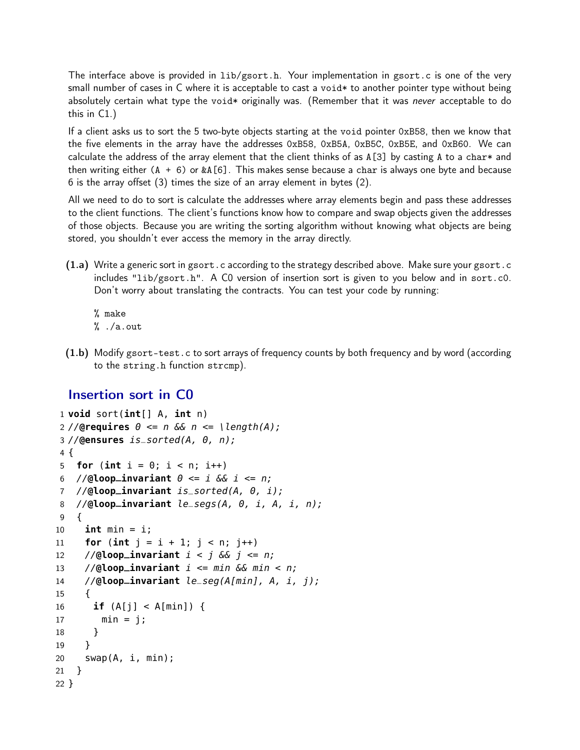The interface above is provided in `lib/gsort.h`. Your implementation in `gsort.c` is one of the very small number of cases in C where it is acceptable to cast a `void*` to another pointer type without being absolutely certain what type the `void*` originally was. (Remember that it was *never* acceptable to do this in C1.)

If a client asks us to sort the 5 two-byte objects starting at the `void` pointer `0xB58`, then we know that the five elements in the array have the addresses `0xB58`, `0xB5A`, `0xB5C`, `0xB5E`, and `0xB60`. We can calculate the address of the array element that the client thinks of as `A[3]` by casting `A` to a `char*` and then writing either `(A + 6)` or `&A[6]`. This makes sense because a `char` is always one byte and because 6 is the array offset (3) times the size of an array element in bytes (2).

All we need to do to sort is calculate the addresses where array elements begin and pass these addresses to the client functions. The client's functions know how to compare and swap objects given the addresses of those objects. Because you are writing the sorting algorithm without knowing what objects are being stored, you shouldn't ever access the memory in the array directly.

**(1.a)** Write a generic sort in `gsort.c` according to the strategy described above. Make sure your `gsort.c` includes `"lib/gsort.h"`. A C0 version of insertion sort is given to you below and in `sort.c0`. Don't worry about translating the contracts. You can test your code by running:

```
% make
% ./a.out
```

**(1.b)** Modify `gsort-test.c` to sort arrays of frequency counts by both frequency and by word (according to the `string.h` function `strcmp`).

## Insertion sort in C0

```
1 void sort(int[] A, int n)
2 //@requires 0 <= n && n <= \length(A);
3 //@ensures is_sorted(A, 0, n);
4 {
5   for (int i = 0; i < n; i++)
6   //@loop_invariant 0 <= i && i <= n;
7   //@loop_invariant is_sorted(A, 0, i);
8   //@loop_invariant le_segs(A, 0, i, A, i, n);
9   {
10    int min = i;
11    for (int j = i + 1; j < n; j++)
12    //@loop_invariant i < j && j <= n;
13    //@loop_invariant i <= min && min < n;
14    //@loop_invariant le_seg(A[min], A, i, j);
15    {
16      if (A[j] < A[min]) {
17        min = j;
18      }
19    }
20    swap(A, i, min);
21  }
22 }
```